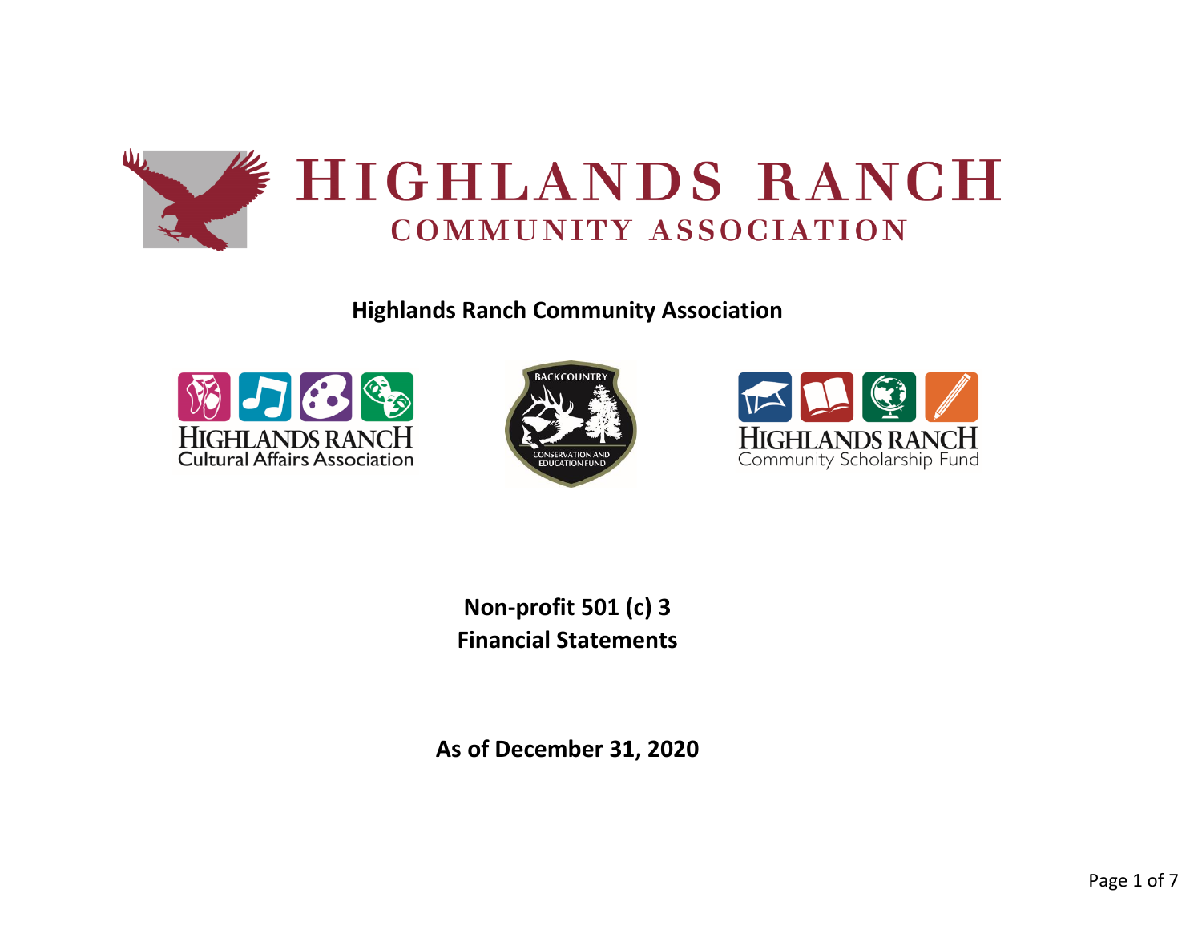# HIGHLANDS RANCH COMMUNITY ASSOCIATION

## Highlands Ranch Community Association

HIGHLANDS RANCH Cultural Affairs Association

BACKCOUNTRY CONSERVATION AND EDUCATION FUND

HIGHLANDS RANCH Community Scholarship Fund

**Non-profit 501 (c) 3**
**Financial Statements**

**As of December 31, 2020**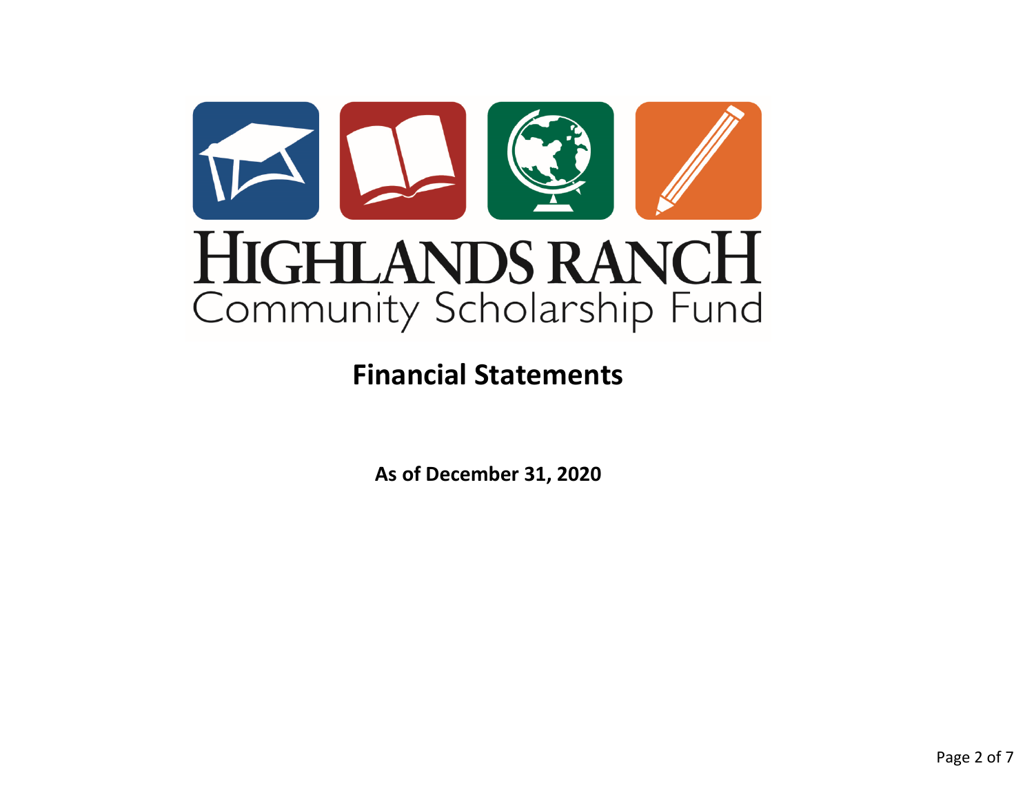# HIGHLANDS RANCH
## Community Scholarship Fund

# Financial Statements

**As of December 31, 2020**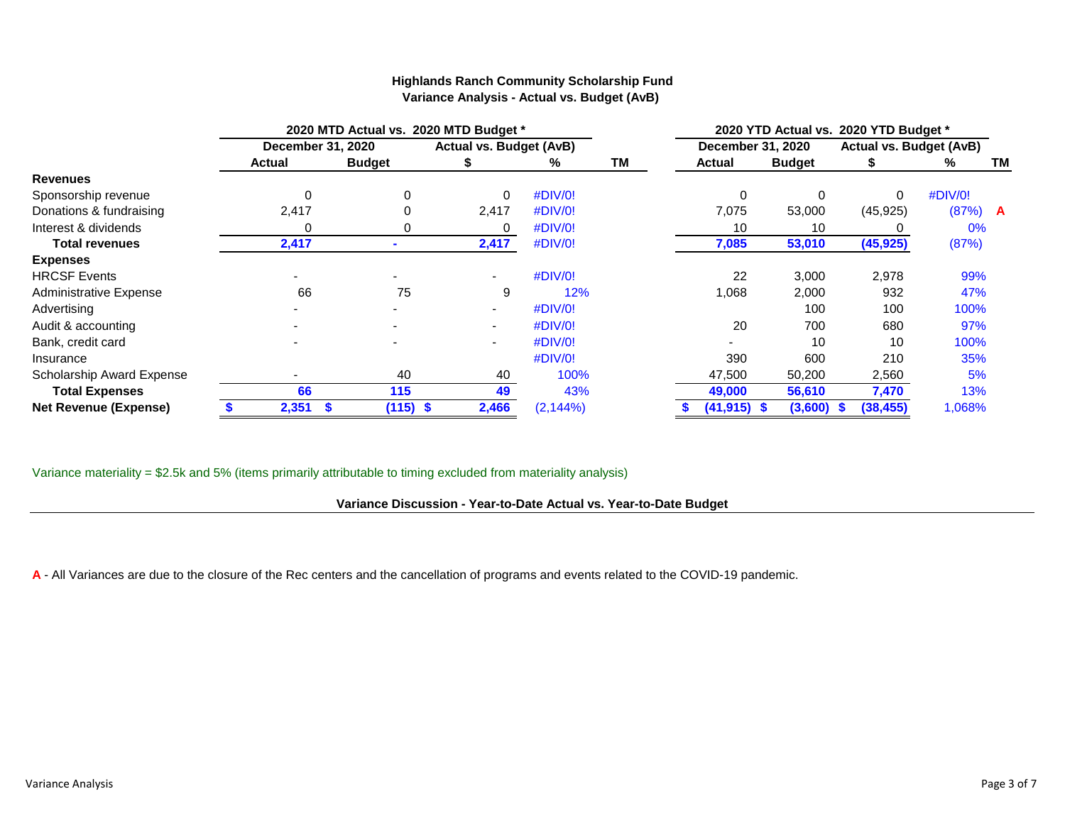**Highlands Ranch Community Scholarship Fund**
**Variance Analysis - Actual vs. Budget (AvB)**

| | 2020 MTD Actual vs. 2020 MTD Budget * | | | | | 2020 YTD Actual vs. 2020 YTD Budget * | | | | |
|---|---|---|---|---|---|---|---|---|---|---|
| | December 31, 2020 | | Actual vs. Budget (AvB) | | | December 31, 2020 | | Actual vs. Budget (AvB) | | |
| | **Actual** | **Budget** | **$** | **%** | **TM** | **Actual** | **Budget** | **$** | **%** | **TM** |
| **Revenues** | | | | | | | | | | |
| Sponsorship revenue | 0 | 0 | 0 | #DIV/0! | | 0 | 0 | 0 | #DIV/0! | |
| Donations & fundraising | 2,417 | 0 | 2,417 | #DIV/0! | | 7,075 | 53,000 | (45,925) | (87%) | A |
| Interest & dividends | 0 | 0 | 0 | #DIV/0! | | 10 | 10 | 0 | 0% | |
| **Total revenues** | **2,417** | **-** | **2,417** | #DIV/0! | | **7,085** | **53,010** | **(45,925)** | (87%) | |
| **Expenses** | | | | | | | | | | |
| HRCSF Events | - | - | - | #DIV/0! | | 22 | 3,000 | 2,978 | 99% | |
| Administrative Expense | 66 | 75 | 9 | 12% | | 1,068 | 2,000 | 932 | 47% | |
| Advertising | - | - | - | #DIV/0! | | | 100 | 100 | 100% | |
| Audit & accounting | - | - | - | #DIV/0! | | 20 | 700 | 680 | 97% | |
| Bank, credit card | - | - | - | #DIV/0! | | - | 10 | 10 | 100% | |
| Insurance | | | | #DIV/0! | | 390 | 600 | 210 | 35% | |
| Scholarship Award Expense | - | 40 | 40 | 100% | | 47,500 | 50,200 | 2,560 | 5% | |
| **Total Expenses** | **66** | **115** | **49** | 43% | | **49,000** | **56,610** | **7,470** | 13% | |
| **Net Revenue (Expense)** | **$ 2,351** | **$ (115)** | **$ 2,466** | (2,144%) | | **$ (41,915)** | **$ (3,600)** | **$ (38,455)** | 1,068% | |

Variance materiality = $2.5k and 5% (items primarily attributable to timing excluded from materiality analysis)

**Variance Discussion - Year-to-Date Actual vs. Year-to-Date Budget**

**A** - All Variances are due to the closure of the Rec centers and the cancellation of programs and events related to the COVID-19 pandemic.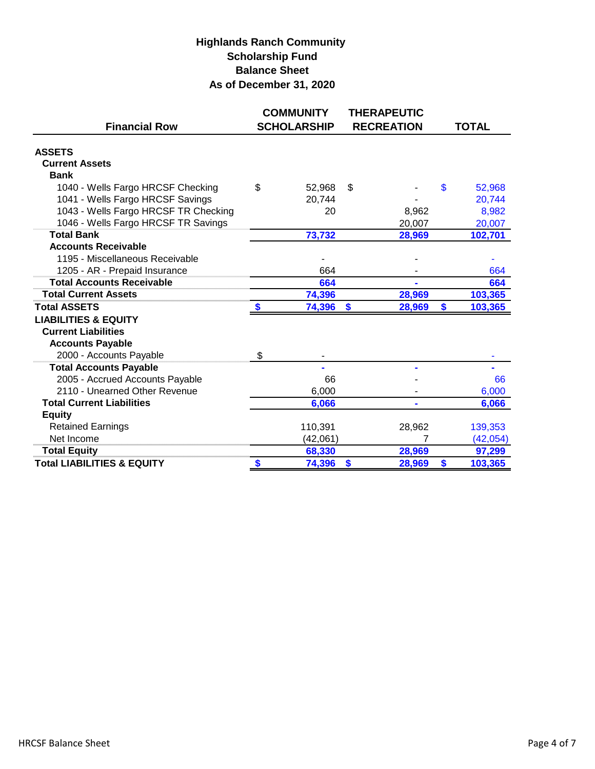# Highlands Ranch Community Scholarship Fund
## Balance Sheet
### As of December 31, 2020

| Financial Row | COMMUNITY SCHOLARSHIP | THERAPEUTIC RECREATION | TOTAL |
|---|---|---|---|
| **ASSETS** | | | |
| **Current Assets** | | | |
| **Bank** | | | |
| 1040 - Wells Fargo HRCSF Checking | $ 52,968 | $ - | $ 52,968 |
| 1041 - Wells Fargo HRCSF Savings | 20,744 | - | 20,744 |
| 1043 - Wells Fargo HRCSF TR Checking | 20 | 8,962 | 8,982 |
| 1046 - Wells Fargo HRCSF TR Savings | | 20,007 | 20,007 |
| **Total Bank** | **73,732** | **28,969** | **102,701** |
| **Accounts Receivable** | | | |
| 1195 - Miscellaneous Receivable | - | - | - |
| 1205 - AR - Prepaid Insurance | 664 | - | 664 |
| **Total Accounts Receivable** | **664** | **-** | **664** |
| **Total Current Assets** | **74,396** | **28,969** | **103,365** |
| **Total ASSETS** | **$ 74,396** | **$ 28,969** | **$ 103,365** |
| **LIABILITIES & EQUITY** | | | |
| **Current Liabilities** | | | |
| **Accounts Payable** | | | |
| 2000 - Accounts Payable | $ - | | - |
| **Total Accounts Payable** | **-** | **-** | **-** |
| 2005 - Accrued Accounts Payable | 66 | - | 66 |
| 2110 - Unearned Other Revenue | 6,000 | - | 6,000 |
| **Total Current Liabilities** | **6,066** | **-** | **6,066** |
| **Equity** | | | |
| Retained Earnings | 110,391 | 28,962 | 139,353 |
| Net Income | (42,061) | 7 | (42,054) |
| **Total Equity** | **68,330** | **28,969** | **97,299** |
| **Total LIABILITIES & EQUITY** | **$ 74,396** | **$ 28,969** | **$ 103,365** |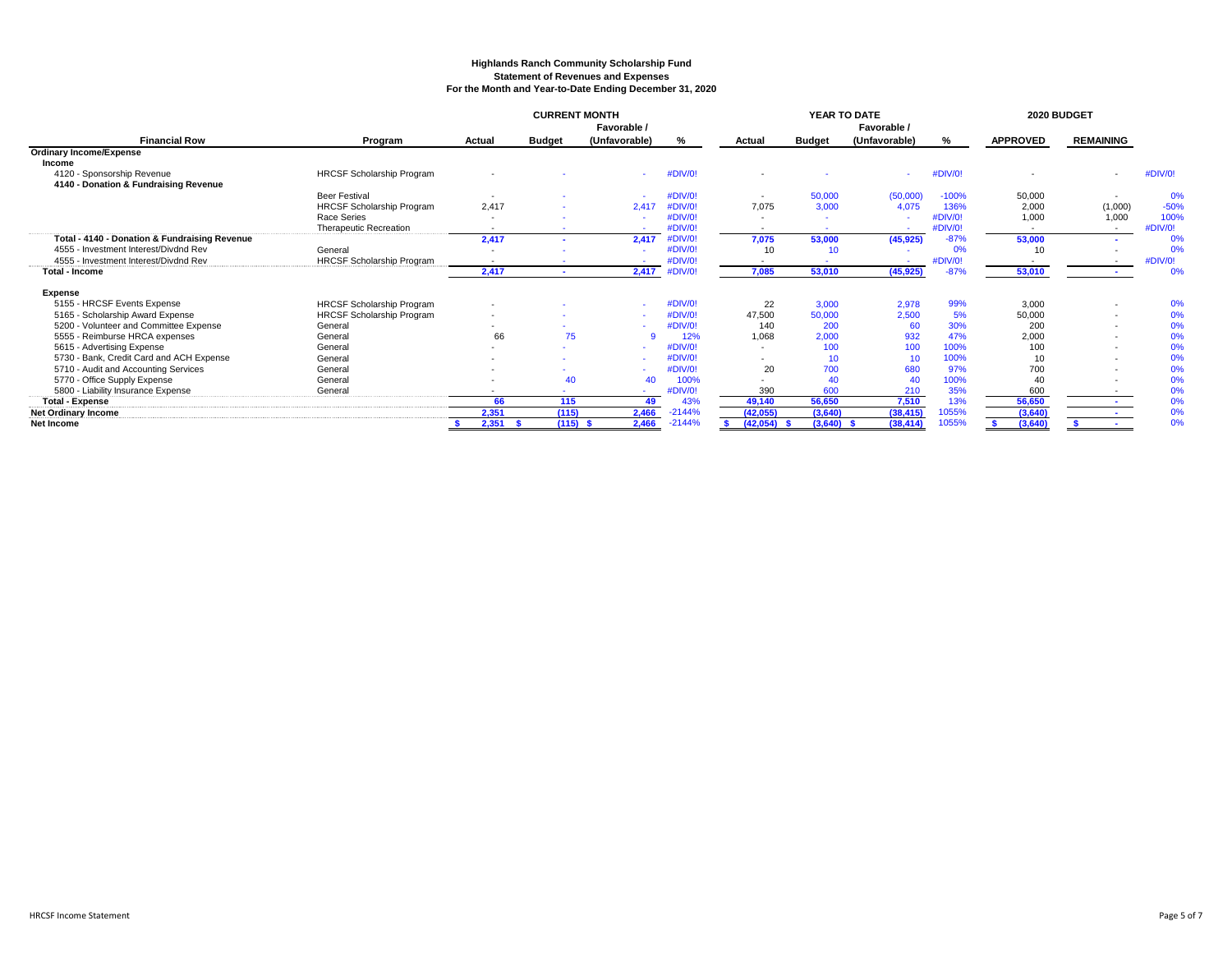**Highlands Ranch Community Scholarship Fund**
**Statement of Revenues and Expenses**
**For the Month and Year-to-Date Ending December 31, 2020**

| | | CURRENT MONTH | | | | YEAR TO DATE | | | | 2020 BUDGET | | |
|---|---|---|---|---|---|---|---|---|---|---|---|---|
| **Financial Row** | **Program** | **Actual** | **Budget** | **Favorable / (Unfavorable)** | **%** | **Actual** | **Budget** | **Favorable / (Unfavorable)** | **%** | **APPROVED** | **REMAINING** | |
| **Ordinary Income/Expense** | | | | | | | | | | | | |
| **Income** | | | | | | | | | | | | |
| 4120 - Sponsorship Revenue | HRCSF Scholarship Program | - | - | - | #DIV/0! | - | - | - | #DIV/0! | - | - | #DIV/0! |
| **4140 - Donation & Fundraising Revenue** | | | | | | | | | | | | |
| | Beer Festival | - | - | - | #DIV/0! | - | 50,000 | (50,000) | -100% | 50,000 | - | 0% |
| | HRCSF Scholarship Program | 2,417 | - | 2,417 | #DIV/0! | 7,075 | 3,000 | 4,075 | 136% | 2,000 | (1,000) | -50% |
| | Race Series | - | - | - | #DIV/0! | - | - | - | #DIV/0! | 1,000 | 1,000 | 100% |
| | Therapeutic Recreation | - | - | - | #DIV/0! | - | - | - | #DIV/0! | - | - | #DIV/0! |
| **Total - 4140 - Donation & Fundraising Revenue** | | **2,417** | **-** | **2,417** | #DIV/0! | **7,075** | **53,000** | **(45,925)** | -87% | **53,000** | **-** | 0% |
| 4555 - Investment Interest/Divdnd Rev | General | - | - | - | #DIV/0! | 10 | 10 | - | 0% | 10 | - | 0% |
| 4555 - Investment Interest/Divdnd Rev | HRCSF Scholarship Program | - | - | - | #DIV/0! | - | - | - | #DIV/0! | - | - | #DIV/0! |
| **Total - Income** | | **2,417** | **-** | **2,417** | #DIV/0! | **7,085** | **53,010** | **(45,925)** | -87% | **53,010** | **-** | 0% |
| **Expense** | | | | | | | | | | | | |
| 5155 - HRCSF Events Expense | HRCSF Scholarship Program | - | - | - | #DIV/0! | 22 | 3,000 | 2,978 | 99% | 3,000 | - | 0% |
| 5165 - Scholarship Award Expense | HRCSF Scholarship Program | - | - | - | #DIV/0! | 47,500 | 50,000 | 2,500 | 5% | 50,000 | - | 0% |
| 5200 - Volunteer and Committee Expense | General | - | - | - | #DIV/0! | 140 | 200 | 60 | 30% | 200 | - | 0% |
| 5555 - Reimburse HRCA expenses | General | 66 | 75 | 9 | 12% | 1,068 | 2,000 | 932 | 47% | 2,000 | - | 0% |
| 5615 - Advertising Expense | General | - | - | - | #DIV/0! | - | 100 | 100 | 100% | 100 | - | 0% |
| 5730 - Bank, Credit Card and ACH Expense | General | - | - | - | #DIV/0! | - | 10 | 10 | 100% | 10 | - | 0% |
| 5710 - Audit and Accounting Services | General | - | - | - | #DIV/0! | 20 | 700 | 680 | 97% | 700 | - | 0% |
| 5770 - Office Supply Expense | General | - | 40 | 40 | 100% | - | 40 | 40 | 100% | 40 | - | 0% |
| 5800 - Liability Insurance Expense | General | - | - | - | #DIV/0! | 390 | 600 | 210 | 35% | 600 | - | 0% |
| **Total - Expense** | | **66** | **115** | **49** | 43% | **49,140** | **56,650** | **7,510** | 13% | **56,650** | **-** | 0% |
| **Net Ordinary Income** | | **2,351** | **(115)** | **2,466** | -2144% | **(42,055)** | **(3,640)** | **(38,415)** | 1055% | **(3,640)** | **-** | 0% |
| **Net Income** | | **$ 2,351** | **$ (115)** | **$ 2,466** | -2144% | **$ (42,054)** | **$ (3,640)** | **$ (38,414)** | 1055% | **$ (3,640)** | **$ -** | 0% |

HRCSF Income Statement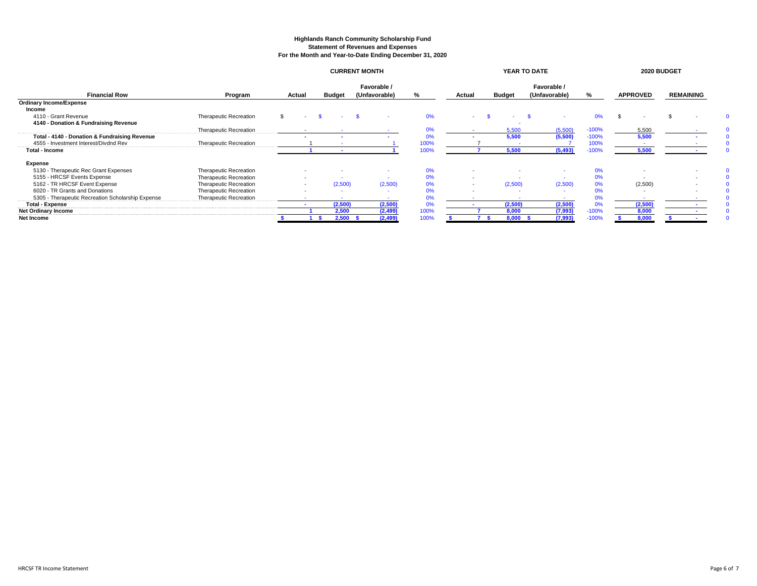**Highlands Ranch Community Scholarship Fund**
**Statement of Revenues and Expenses**
**For the Month and Year-to-Date Ending December 31, 2020**

| Financial Row | Program | CURRENT MONTH Actual | Budget | Favorable / (Unfavorable) | % | YEAR TO DATE Actual | Budget | Favorable / (Unfavorable) | % | 2020 BUDGET APPROVED | REMAINING | |
|---|---|---|---|---|---|---|---|---|---|---|---|---|
| **Ordinary Income/Expense** | | | | | | | | | | | | |
| **Income** | | | | | | | | | | | | |
| 4110 - Grant Revenue | Therapeutic Recreation | $ - | $ - | $ - | 0% | - | $ - | $ - | 0% | $ - | $ - | 0 |
| **4140 - Donation & Fundraising Revenue** | | | | | | | | - | | | | |
| | Therapeutic Recreation | - | - | - | 0% | - | 5,500 | (5,500) | -100% | 5,500 | - | 0 |
| **Total - 4140 - Donation & Fundraising Revenue** | | - | - | - | 0% | - | 5,500 | (5,500) | -100% | 5,500 | - | 0 |
| 4555 - Investment Interest/Divdnd Rev | Therapeutic Recreation | 1 | - | 1 | 100% | 7 | - | 7 | 100% | - | - | 0 |
| **Total - Income** | | 1 | - | 1 | 100% | 7 | 5,500 | (5,493) | -100% | 5,500 | - | 0 |
| **Expense** | | | | | | | | | | | | |
| 5130 - Therapeutic Rec Grant Expenses | Therapeutic Recreation | - | - | - | 0% | - | - | - | 0% | - | - | 0 |
| 5155 - HRCSF Events Expense | Therapeutic Recreation | - | - | - | 0% | - | - | - | 0% | - | - | 0 |
| 5162 - TR HRCSF Event Expense | Therapeutic Recreation | - | (2,500) | (2,500) | 0% | - | (2,500) | (2,500) | 0% | (2,500) | - | 0 |
| 6020 - TR Grants and Donations | Therapeutic Recreation | - | - | - | 0% | - | - | - | 0% | - | - | 0 |
| 5305 - Therapeutic Recreation Scholarship Expense | Therapeutic Recreation | - | - | - | 0% | - | - | - | 0% | - | - | 0 |
| **Total - Expense** | | - | (2,500) | (2,500) | 0% | - | (2,500) | (2,500) | 0% | (2,500) | - | 0 |
| **Net Ordinary Income** | | 1 | 2,500 | (2,499) | 100% | 7 | 8,000 | (7,993) | -100% | 8,000 | - | 0 |
| **Net Income** | | $ 1 | $ 2,500 | $ (2,499) | 100% | $ 7 | $ 8,000 | $ (7,993) | -100% | $ 8,000 | $ - | 0 |

HRCSF TR Income Statement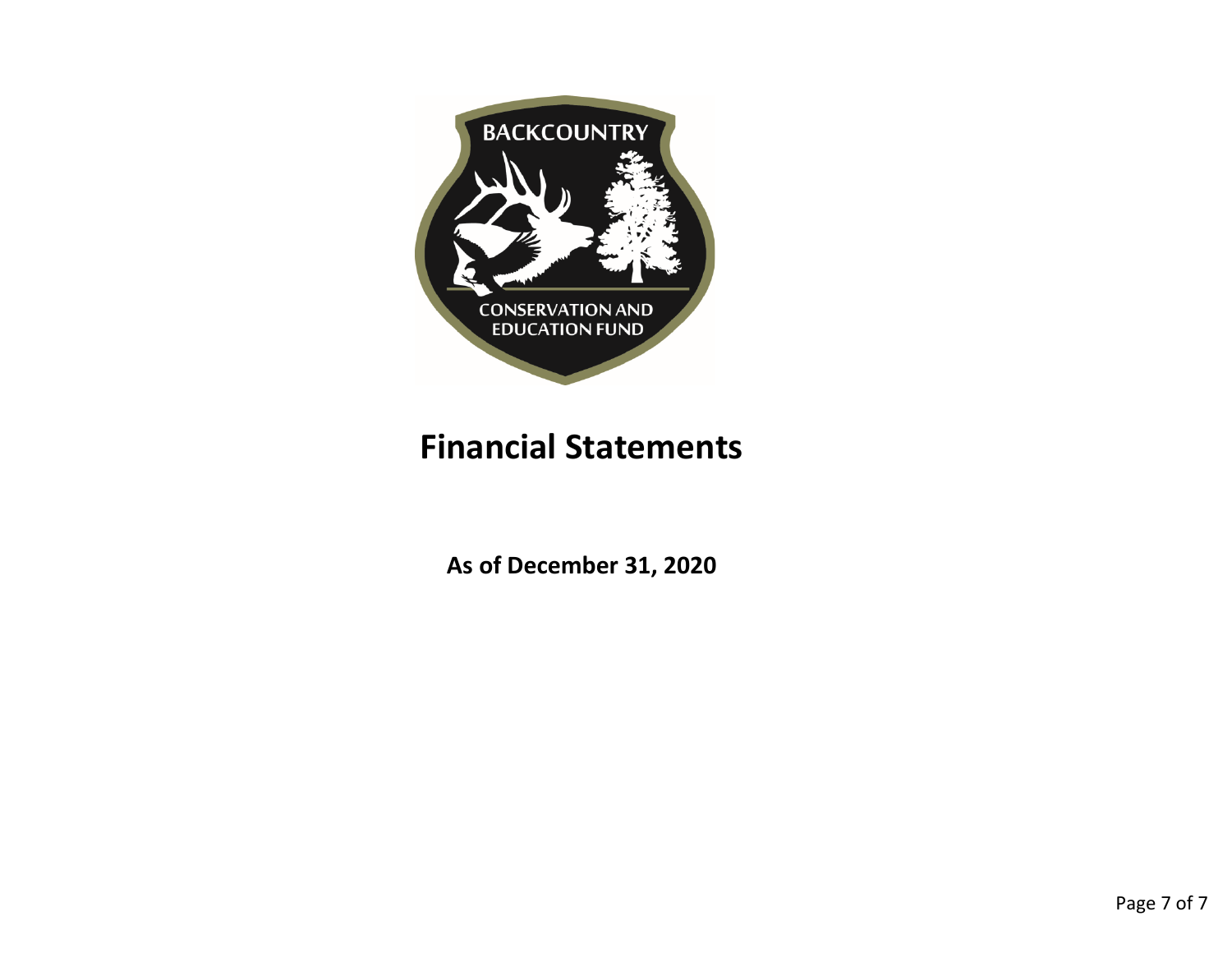BACKCOUNTRY

CONSERVATION AND EDUCATION FUND

# Financial Statements

**As of December 31, 2020**